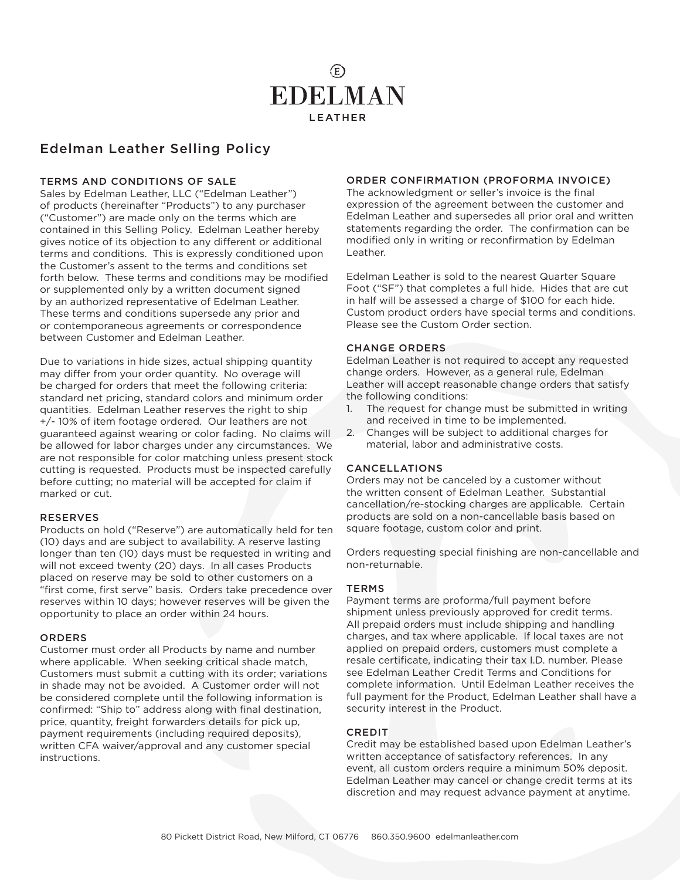# EDELMAN

LEATHER

## Edelman Leather Selling Policy

### TERMS AND CONDITIONS OF SALE

Sales by Edelman Leather, LLC ("Edelman Leather") of products (hereinafter "Products") to any purchaser ("Customer") are made only on the terms which are contained in this Selling Policy. Edelman Leather hereby gives notice of its objection to any different or additional terms and conditions. This is expressly conditioned upon the Customer's assent to the terms and conditions set forth below. These terms and conditions may be modified or supplemented only by a written document signed by an authorized representative of Edelman Leather. These terms and conditions supersede any prior and or contemporaneous agreements or correspondence between Customer and Edelman Leather.

Due to variations in hide sizes, actual shipping quantity may differ from your order quantity. No overage will be charged for orders that meet the following criteria: standard net pricing, standard colors and minimum order quantities. Edelman Leather reserves the right to ship +/- 10% of item footage ordered. Our leathers are not guaranteed against wearing or color fading. No claims will be allowed for labor charges under any circumstances. We are not responsible for color matching unless present stock cutting is requested. Products must be inspected carefully before cutting; no material will be accepted for claim if marked or cut.

### RESERVES

Products on hold ("Reserve") are automatically held for ten (10) days and are subject to availability. A reserve lasting longer than ten (10) days must be requested in writing and will not exceed twenty (20) days. In all cases Products placed on reserve may be sold to other customers on a "first come, first serve" basis. Orders take precedence over reserves within 10 days; however reserves will be given the opportunity to place an order within 24 hours.

### ORDERS

Customer must order all Products by name and number where applicable. When seeking critical shade match, Customers must submit a cutting with its order; variations in shade may not be avoided. A Customer order will not be considered complete until the following information is confirmed: "Ship to" address along with final destination, price, quantity, freight forwarders details for pick up, payment requirements (including required deposits), written CFA waiver/approval and any customer special instructions.

### ORDER CONFIRMATION (PROFORMA INVOICE)

The acknowledgment or seller's invoice is the final expression of the agreement between the customer and Edelman Leather and supersedes all prior oral and written statements regarding the order. The confirmation can be modified only in writing or reconfirmation by Edelman Leather.

Edelman Leather is sold to the nearest Quarter Square Foot ("SF") that completes a full hide. Hides that are cut in half will be assessed a charge of $100 for each hide. Custom product orders have special terms and conditions. Please see the Custom Order section.

### CHANGE ORDERS

Edelman Leather is not required to accept any requested change orders. However, as a general rule, Edelman Leather will accept reasonable change orders that satisfy the following conditions:

1. The request for change must be submitted in writing and received in time to be implemented.
2. Changes will be subject to additional charges for material, labor and administrative costs.

### CANCELLATIONS

Orders may not be canceled by a customer without the written consent of Edelman Leather. Substantial cancellation/re-stocking charges are applicable. Certain products are sold on a non-cancellable basis based on square footage, custom color and print.

Orders requesting special finishing are non-cancellable and non-returnable.

### TERMS

Payment terms are proforma/full payment before shipment unless previously approved for credit terms. All prepaid orders must include shipping and handling charges, and tax where applicable. If local taxes are not applied on prepaid orders, customers must complete a resale certificate, indicating their tax I.D. number. Please see Edelman Leather Credit Terms and Conditions for complete information. Until Edelman Leather receives the full payment for the Product, Edelman Leather shall have a security interest in the Product.

### CREDIT

Credit may be established based upon Edelman Leather's written acceptance of satisfactory references. In any event, all custom orders require a minimum 50% deposit. Edelman Leather may cancel or change credit terms at its discretion and may request advance payment at anytime.

80 Pickett District Road, New Milford, CT 06776 860.350.9600 edelmanleather.com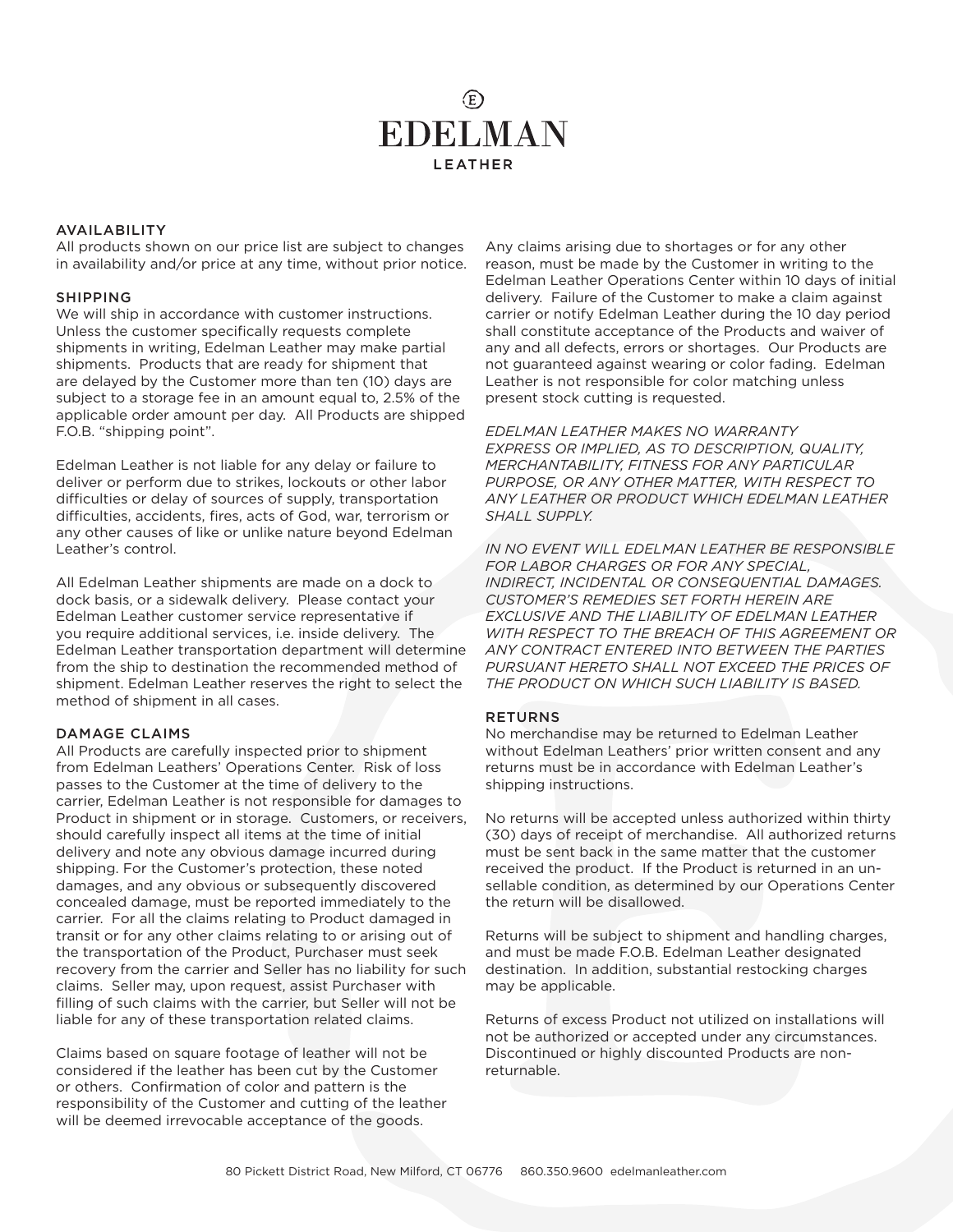# EDELMAN

LEATHER

## AVAILABILITY

All products shown on our price list are subject to changes in availability and/or price at any time, without prior notice.

## SHIPPING

We will ship in accordance with customer instructions. Unless the customer specifically requests complete shipments in writing, Edelman Leather may make partial shipments. Products that are ready for shipment that are delayed by the Customer more than ten (10) days are subject to a storage fee in an amount equal to, 2.5% of the applicable order amount per day. All Products are shipped F.O.B. "shipping point".

Edelman Leather is not liable for any delay or failure to deliver or perform due to strikes, lockouts or other labor difficulties or delay of sources of supply, transportation difficulties, accidents, fires, acts of God, war, terrorism or any other causes of like or unlike nature beyond Edelman Leather's control.

All Edelman Leather shipments are made on a dock to dock basis, or a sidewalk delivery. Please contact your Edelman Leather customer service representative if you require additional services, i.e. inside delivery. The Edelman Leather transportation department will determine from the ship to destination the recommended method of shipment. Edelman Leather reserves the right to select the method of shipment in all cases.

## DAMAGE CLAIMS

All Products are carefully inspected prior to shipment from Edelman Leathers' Operations Center. Risk of loss passes to the Customer at the time of delivery to the carrier, Edelman Leather is not responsible for damages to Product in shipment or in storage. Customers, or receivers, should carefully inspect all items at the time of initial delivery and note any obvious damage incurred during shipping. For the Customer's protection, these noted damages, and any obvious or subsequently discovered concealed damage, must be reported immediately to the carrier. For all the claims relating to Product damaged in transit or for any other claims relating to or arising out of the transportation of the Product, Purchaser must seek recovery from the carrier and Seller has no liability for such claims. Seller may, upon request, assist Purchaser with filling of such claims with the carrier, but Seller will not be liable for any of these transportation related claims.

Claims based on square footage of leather will not be considered if the leather has been cut by the Customer or others. Confirmation of color and pattern is the responsibility of the Customer and cutting of the leather will be deemed irrevocable acceptance of the goods.

Any claims arising due to shortages or for any other reason, must be made by the Customer in writing to the Edelman Leather Operations Center within 10 days of initial delivery. Failure of the Customer to make a claim against carrier or notify Edelman Leather during the 10 day period shall constitute acceptance of the Products and waiver of any and all defects, errors or shortages. Our Products are not guaranteed against wearing or color fading. Edelman Leather is not responsible for color matching unless present stock cutting is requested.

*EDELMAN LEATHER MAKES NO WARRANTY EXPRESS OR IMPLIED, AS TO DESCRIPTION, QUALITY, MERCHANTABILITY, FITNESS FOR ANY PARTICULAR PURPOSE, OR ANY OTHER MATTER, WITH RESPECT TO ANY LEATHER OR PRODUCT WHICH EDELMAN LEATHER SHALL SUPPLY.*

*IN NO EVENT WILL EDELMAN LEATHER BE RESPONSIBLE FOR LABOR CHARGES OR FOR ANY SPECIAL, INDIRECT, INCIDENTAL OR CONSEQUENTIAL DAMAGES. CUSTOMER'S REMEDIES SET FORTH HEREIN ARE EXCLUSIVE AND THE LIABILITY OF EDELMAN LEATHER WITH RESPECT TO THE BREACH OF THIS AGREEMENT OR ANY CONTRACT ENTERED INTO BETWEEN THE PARTIES PURSUANT HERETO SHALL NOT EXCEED THE PRICES OF THE PRODUCT ON WHICH SUCH LIABILITY IS BASED.*

## RETURNS

No merchandise may be returned to Edelman Leather without Edelman Leathers' prior written consent and any returns must be in accordance with Edelman Leather's shipping instructions.

No returns will be accepted unless authorized within thirty (30) days of receipt of merchandise. All authorized returns must be sent back in the same matter that the customer received the product. If the Product is returned in an un-sellable condition, as determined by our Operations Center the return will be disallowed.

Returns will be subject to shipment and handling charges, and must be made F.O.B. Edelman Leather designated destination. In addition, substantial restocking charges may be applicable.

Returns of excess Product not utilized on installations will not be authorized or accepted under any circumstances. Discontinued or highly discounted Products are non-returnable.

80 Pickett District Road, New Milford, CT 06776 860.350.9600 edelmanleather.com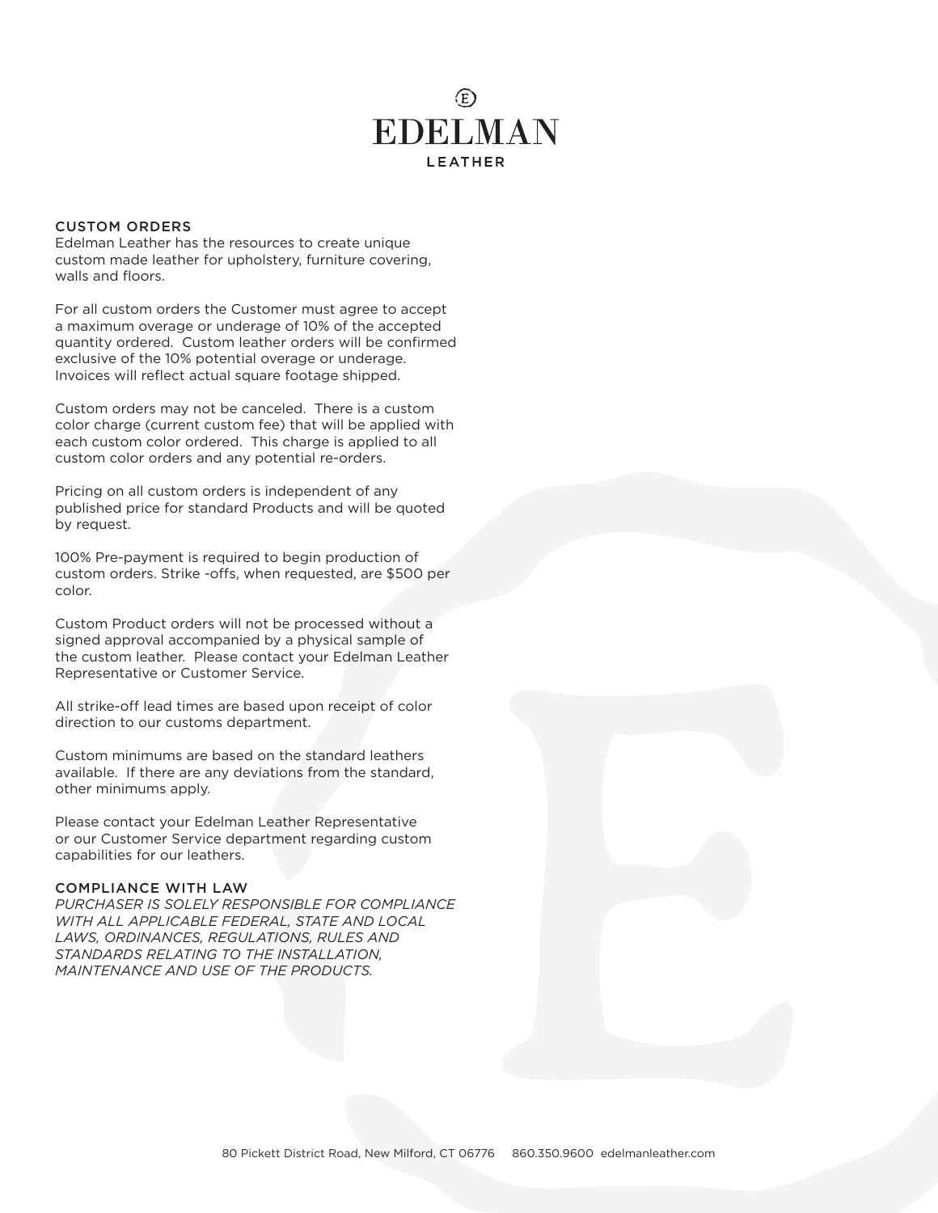## CUSTOM ORDERS

Edelman Leather has the resources to create unique custom made leather for upholstery, furniture covering, walls and floors.

For all custom orders the Customer must agree to accept a maximum overage or underage of 10% of the accepted quantity ordered. Custom leather orders will be confirmed exclusive of the 10% potential overage or underage. Invoices will reflect actual square footage shipped.

Custom orders may not be canceled. There is a custom color charge (current custom fee) that will be applied with each custom color ordered. This charge is applied to all custom color orders and any potential re-orders.

Pricing on all custom orders is independent of any published price for standard Products and will be quoted by request.

100% Pre-payment is required to begin production of custom orders. Strike -offs, when requested, are $500 per color.

Custom Product orders will not be processed without a signed approval accompanied by a physical sample of the custom leather. Please contact your Edelman Leather Representative or Customer Service.

All strike-off lead times are based upon receipt of color direction to our customs department.

Custom minimums are based on the standard leathers available. If there are any deviations from the standard, other minimums apply.

Please contact your Edelman Leather Representative or our Customer Service department regarding custom capabilities for our leathers.

## COMPLIANCE WITH LAW

*PURCHASER IS SOLELY RESPONSIBLE FOR COMPLIANCE WITH ALL APPLICABLE FEDERAL, STATE AND LOCAL LAWS, ORDINANCES, REGULATIONS, RULES AND STANDARDS RELATING TO THE INSTALLATION, MAINTENANCE AND USE OF THE PRODUCTS.*